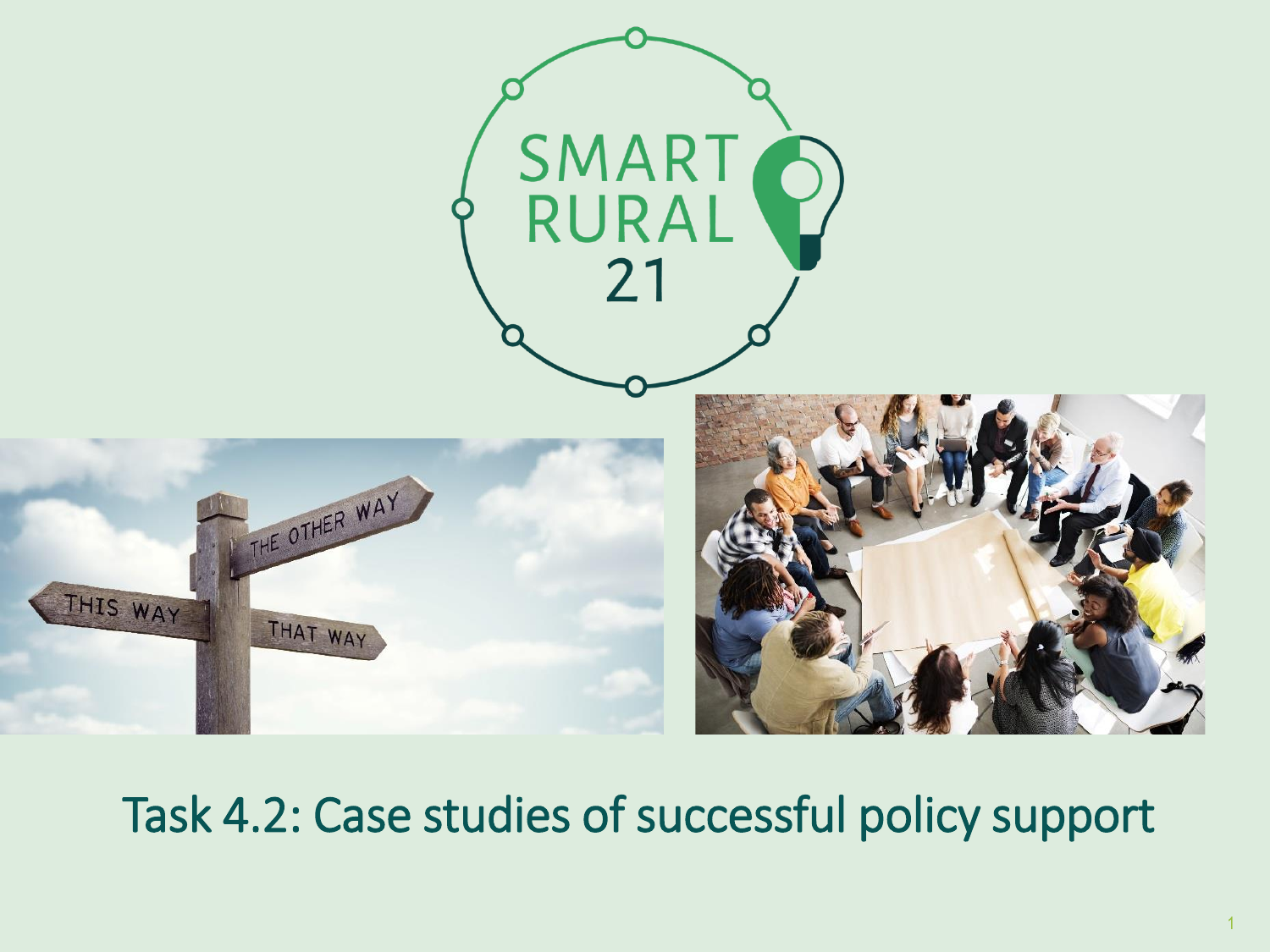SMART RURAL 21

# Task 4.2: Case studies of successful policy support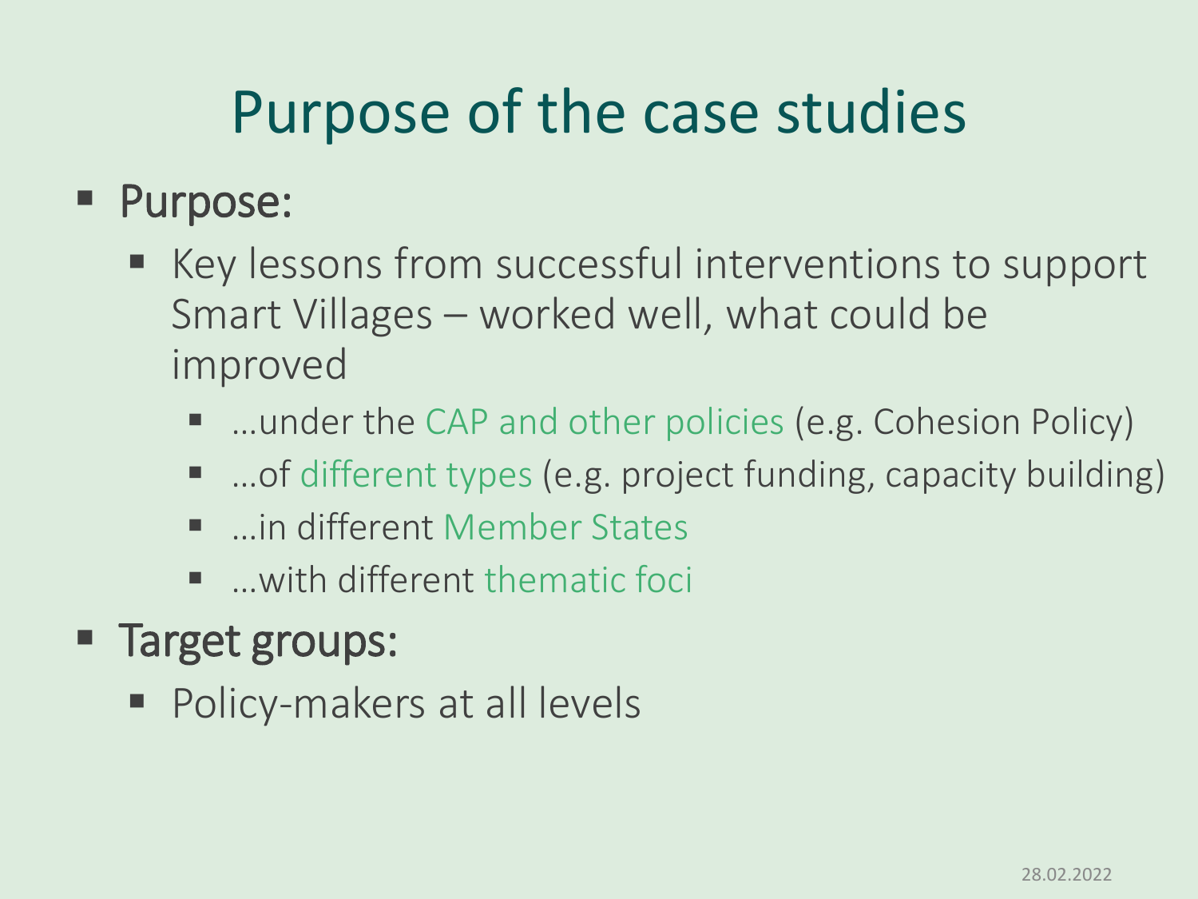# Purpose of the case studies

- Purpose:
  - Key lessons from successful interventions to support Smart Villages – worked well, what could be improved
    - …under the CAP and other policies (e.g. Cohesion Policy)
    - …of different types (e.g. project funding, capacity building)
    - …in different Member States
    - …with different thematic foci
- Target groups:
  - Policy-makers at all levels

28.02.2022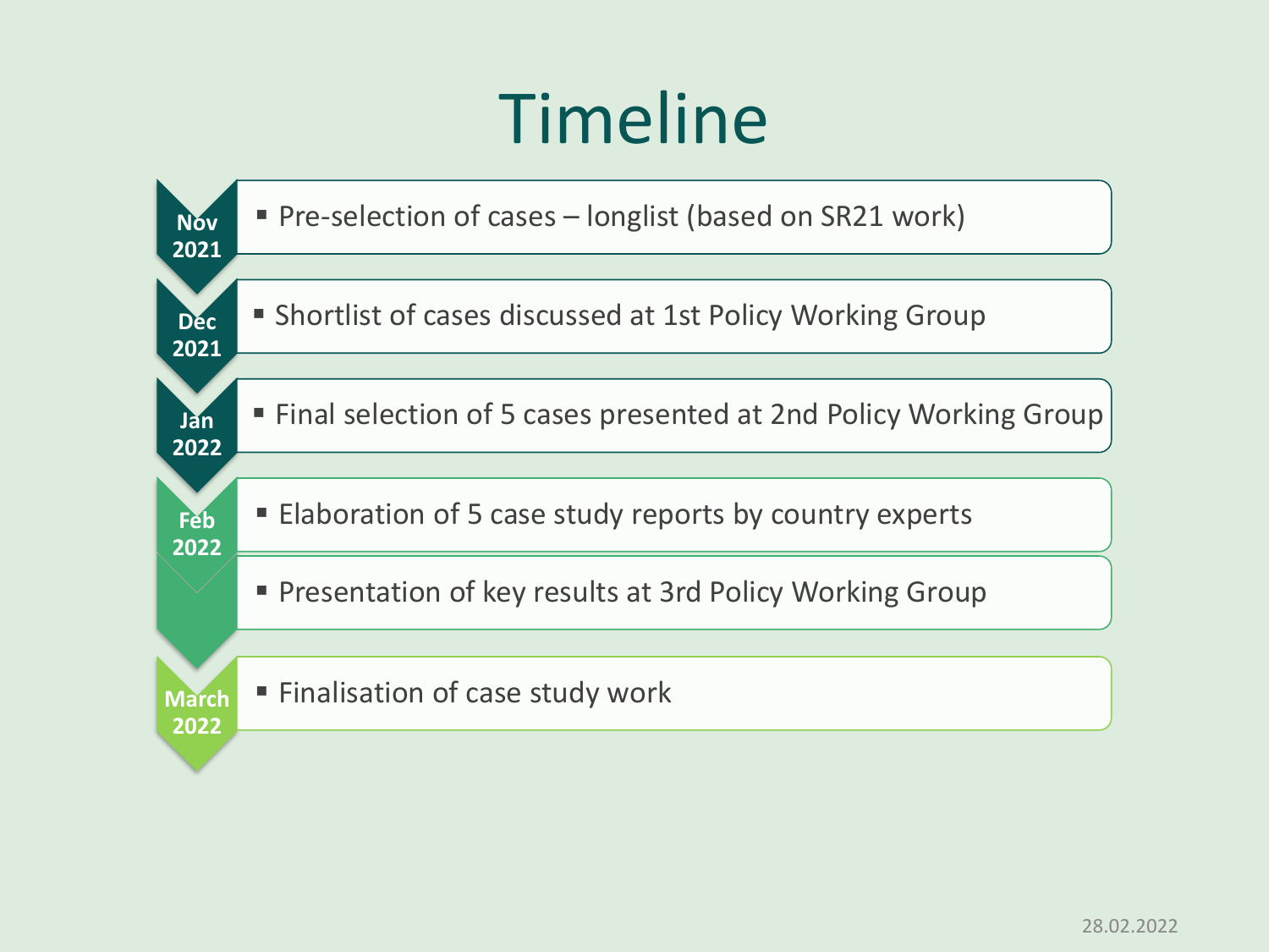# Timeline

- **Nov 2021**
  - Pre-selection of cases – longlist (based on SR21 work)
- **Dec 2021**
  - Shortlist of cases discussed at 1st Policy Working Group
- **Jan 2022**
  - Final selection of 5 cases presented at 2nd Policy Working Group
- **Feb 2022**
  - Elaboration of 5 case study reports by country experts
  - Presentation of key results at 3rd Policy Working Group
- **March 2022**
  - Finalisation of case study work

28.02.2022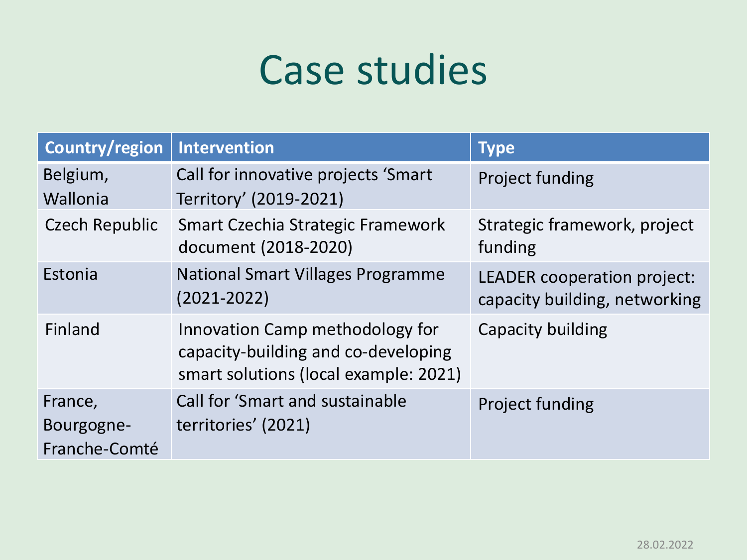# Case studies

| Country/region | Intervention | Type |
| --- | --- | --- |
| Belgium, Wallonia | Call for innovative projects 'Smart Territory' (2019-2021) | Project funding |
| Czech Republic | Smart Czechia Strategic Framework document (2018-2020) | Strategic framework, project funding |
| Estonia | National Smart Villages Programme (2021-2022) | LEADER cooperation project: capacity building, networking |
| Finland | Innovation Camp methodology for capacity-building and co-developing smart solutions (local example: 2021) | Capacity building |
| France, Bourgogne-Franche-Comté | Call for 'Smart and sustainable territories' (2021) | Project funding |

28.02.2022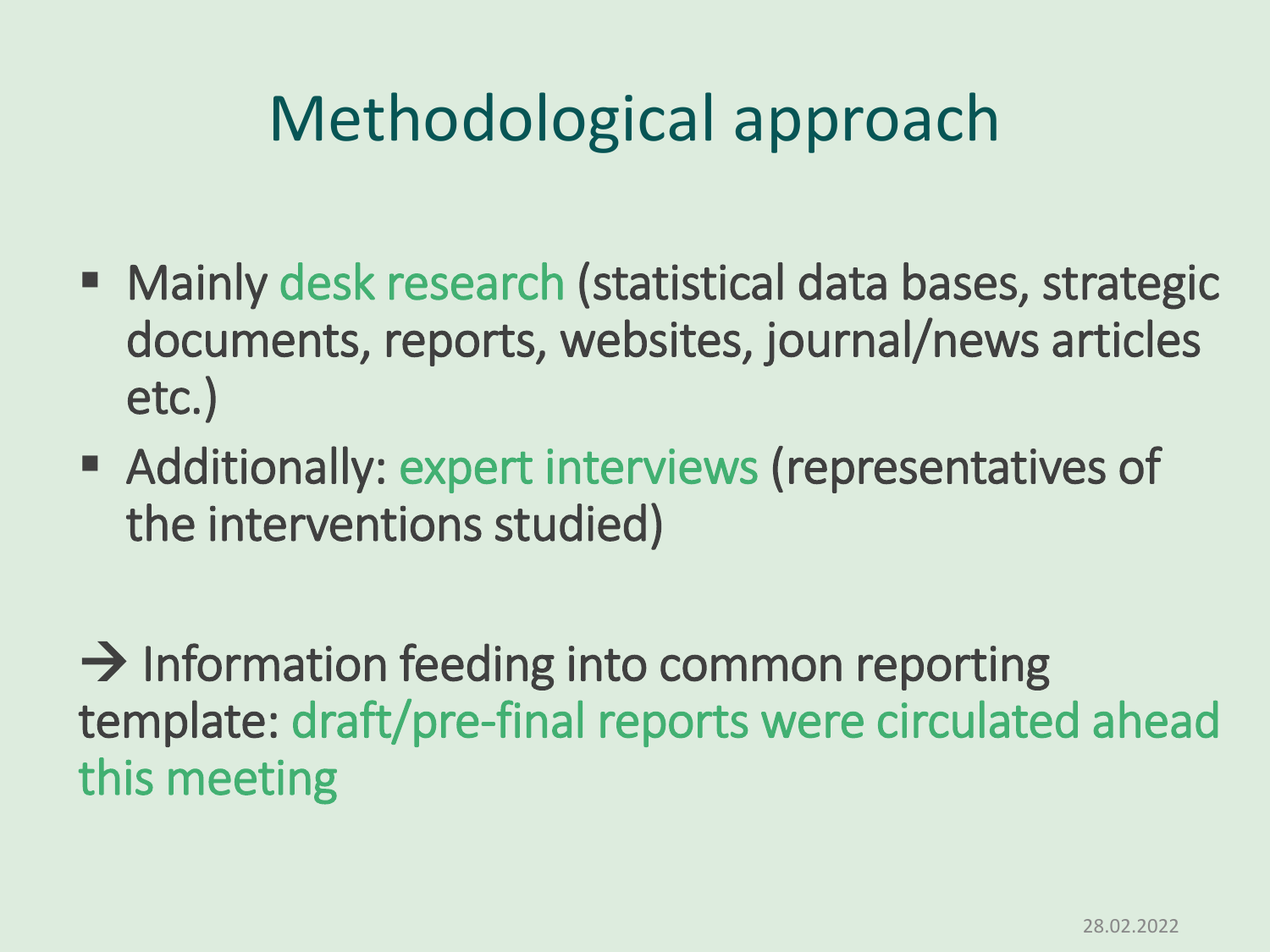# Methodological approach

- Mainly desk research (statistical data bases, strategic documents, reports, websites, journal/news articles etc.)
- Additionally: expert interviews (representatives of the interventions studied)

→ Information feeding into common reporting template: draft/pre-final reports were circulated ahead this meeting

28.02.2022